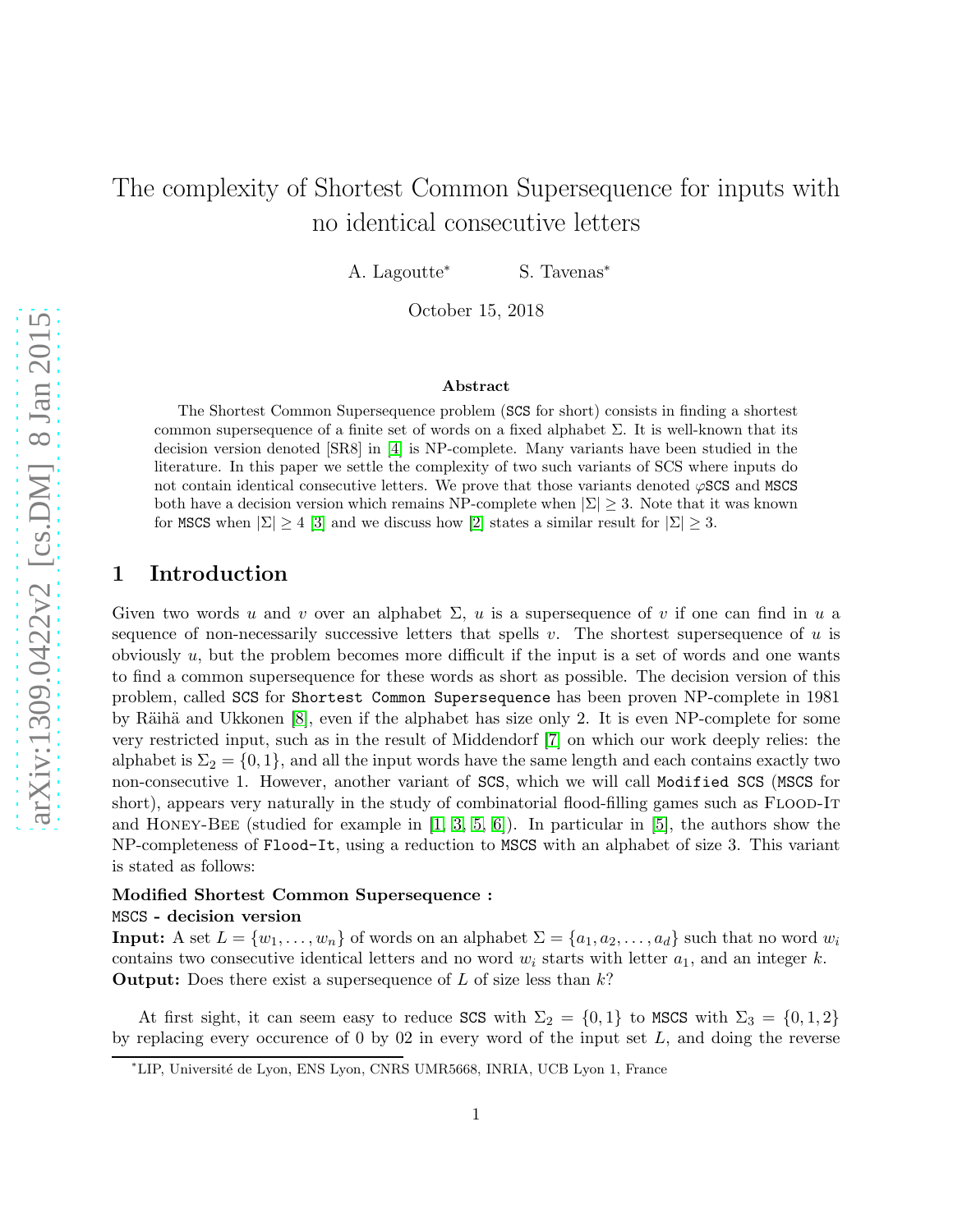# The complexity of Shortest Common Supersequence for inputs with no identical consecutive letters

A. Lagoutte* S. Tavenas*

October 15, 2018

### Abstract

The Shortest Common Supersequence problem (SCS for short) consists in finding a shortest common supersequence of a finite set of words on a fixed alphabet $\Sigma$. It is well-known that its decision version denoted [SR8] in [4] is NP-complete. Many variants have been studied in the literature. In this paper we settle the complexity of two such variants of SCS where inputs do not contain identical consecutive letters. We prove that those variants denoted $\varphi$SCS and MSCS both have a decision version which remains NP-complete when $|\Sigma| \geq 3$. Note that it was known for MSCS when $|\Sigma| \geq 4$ [3] and we discuss how [2] states a similar result for $|\Sigma| \geq 3$.

## 1 Introduction

Given two words $u$ and $v$ over an alphabet $\Sigma$, $u$ is a supersequence of $v$ if one can find in $u$ a sequence of non-necessarily successive letters that spells $v$. The shortest supersequence of $u$ is obviously $u$, but the problem becomes more difficult if the input is a set of words and one wants to find a common supersequence for these words as short as possible. The decision version of this problem, called SCS for Shortest Common Supersequence has been proven NP-complete in 1981 by Räihä and Ukkonen [8], even if the alphabet has size only 2. It is even NP-complete for some very restricted input, such as in the result of Middendorf [7] on which our work deeply relies: the alphabet is $\Sigma_2 = \{0, 1\}$, and all the input words have the same length and each contains exactly two non-consecutive 1. However, another variant of SCS, which we will call Modified SCS (MSCS for short), appears very naturally in the study of combinatorial flood-filling games such as Flood-It and Honey-Bee (studied for example in [1, 3, 5, 6]). In particular in [5], the authors show the NP-completeness of Flood-It, using a reduction to MSCS with an alphabet of size 3. This variant is stated as follows:

**Modified Shortest Common Supersequence :**
**MSCS - decision version**
**Input:** A set $L = \{w_1, \dots, w_n\}$ of words on an alphabet $\Sigma = \{a_1, a_2, \dots, a_d\}$ such that no word $w_i$ contains two consecutive identical letters and no word $w_i$ starts with letter $a_1$, and an integer $k$.
**Output:** Does there exist a supersequence of $L$ of size less than $k$?

At first sight, it can seem easy to reduce SCS with $\Sigma_2 = \{0, 1\}$ to MSCS with $\Sigma_3 = \{0, 1, 2\}$ by replacing every occurence of 0 by 02 in every word of the input set $L$, and doing the reverse

*LIP, Université de Lyon, ENS Lyon, CNRS UMR5668, INRIA, UCB Lyon 1, France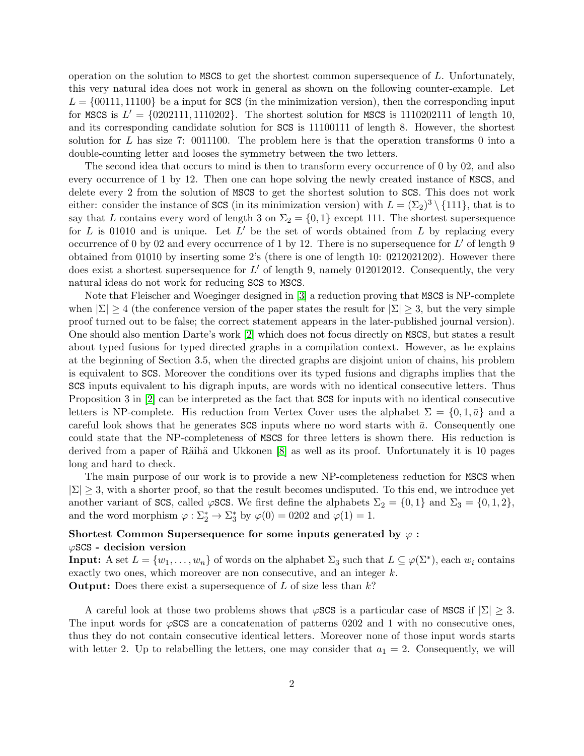operation on the solution to MSCS to get the shortest common supersequence of $L$. Unfortunately, this very natural idea does not work in general as shown on the following counter-example. Let $L = \{00111, 11100\}$ be a input for SCS (in the minimization version), then the corresponding input for MSCS is $L' = \{0202111, 1110202\}$. The shortest solution for MSCS is 1110202111 of length 10, and its corresponding candidate solution for SCS is 11100111 of length 8. However, the shortest solution for $L$ has size 7: 0011100. The problem here is that the operation transforms 0 into a double-counting letter and looses the symmetry between the two letters.

The second idea that occurs to mind is then to transform every occurrence of 0 by 02, and also every occurrence of 1 by 12. Then one can hope solving the newly created instance of MSCS, and delete every 2 from the solution of MSCS to get the shortest solution to SCS. This does not work either: consider the instance of SCS (in its minimization version) with $L = (\Sigma_2)^3 \setminus \{111\}$, that is to say that $L$ contains every word of length 3 on $\Sigma_2 = \{0, 1\}$ except 111. The shortest supersequence for $L$ is 01010 and is unique. Let $L'$ be the set of words obtained from $L$ by replacing every occurrence of 0 by 02 and every occurrence of 1 by 12. There is no supersequence for $L'$ of length 9 obtained from 01010 by inserting some 2's (there is one of length 10: 0212021202). However there does exist a shortest supersequence for $L'$ of length 9, namely 012012012. Consequently, the very natural ideas do not work for reducing SCS to MSCS.

Note that Fleischer and Woeginger designed in [3] a reduction proving that MSCS is NP-complete when $|\Sigma| \geq 4$ (the conference version of the paper states the result for $|\Sigma| \geq 3$, but the very simple proof turned out to be false; the correct statement appears in the later-published journal version). One should also mention Darte's work [2] which does not focus directly on MSCS, but states a result about typed fusions for typed directed graphs in a compilation context. However, as he explains at the beginning of Section 3.5, when the directed graphs are disjoint union of chains, his problem is equivalent to SCS. Moreover the conditions over its typed fusions and digraphs implies that the SCS inputs equivalent to his digraph inputs, are words with no identical consecutive letters. Thus Proposition 3 in [2] can be interpreted as the fact that SCS for inputs with no identical consecutive letters is NP-complete. His reduction from Vertex Cover uses the alphabet $\Sigma = \{0, 1, \bar{a}\}$ and a careful look shows that he generates SCS inputs where no word starts with $\bar{a}$. Consequently one could state that the NP-completeness of MSCS for three letters is shown there. His reduction is derived from a paper of Räihä and Ukkonen [8] as well as its proof. Unfortunately it is 10 pages long and hard to check.

The main purpose of our work is to provide a new NP-completeness reduction for MSCS when $|\Sigma| \geq 3$, with a shorter proof, so that the result becomes undisputed. To this end, we introduce yet another variant of SCS, called $\varphi$SCS. We first define the alphabets $\Sigma_2 = \{0, 1\}$ and $\Sigma_3 = \{0, 1, 2\}$, and the word morphism $\varphi : \Sigma_2^* \to \Sigma_3^*$ by $\varphi(0) = 0202$ and $\varphi(1) = 1$.

**Shortest Common Supersequence for some inputs generated by $\varphi$ :**
**$\varphi$SCS - decision version**
**Input:** A set $L = \{w_1, \ldots, w_n\}$ of words on the alphabet $\Sigma_3$ such that $L \subseteq \varphi(\Sigma^*)$, each $w_i$ contains exactly two ones, which moreover are non consecutive, and an integer $k$.
**Output:** Does there exist a supersequence of $L$ of size less than $k$?

A careful look at those two problems shows that $\varphi$SCS is a particular case of MSCS if $|\Sigma| \geq 3$. The input words for $\varphi$SCS are a concatenation of patterns 0202 and 1 with no consecutive ones, thus they do not contain consecutive identical letters. Moreover none of those input words starts with letter 2. Up to relabelling the letters, one may consider that $a_1 = 2$. Consequently, we will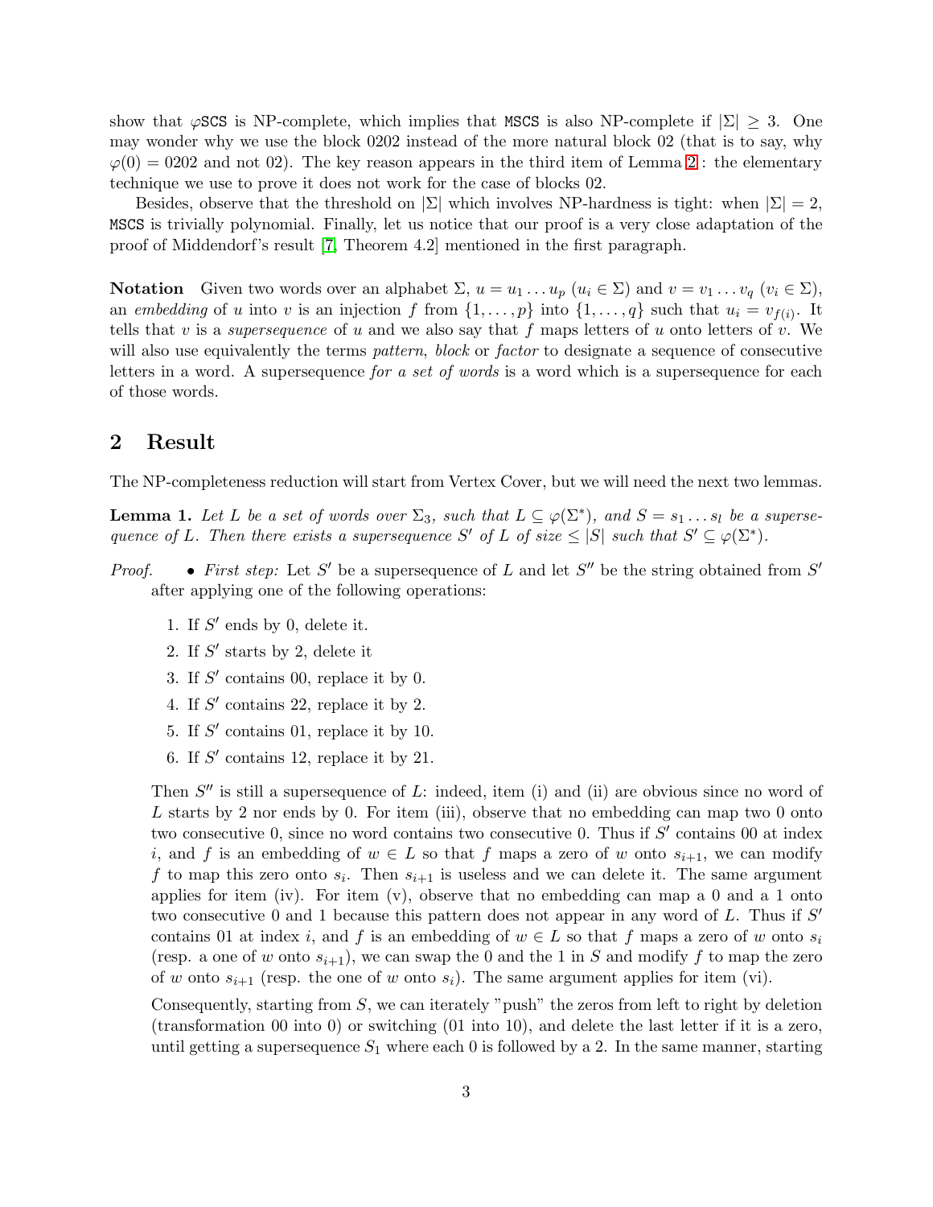show that $\varphi$SCS is NP-complete, which implies that MSCS is also NP-complete if $|\Sigma| \geq 3$. One may wonder why we use the block 0202 instead of the more natural block 02 (that is to say, why $\varphi(0) = 0202$ and not 02). The key reason appears in the third item of Lemma 2 : the elementary technique we use to prove it does not work for the case of blocks 02.

Besides, observe that the threshold on $|\Sigma|$ which involves NP-hardness is tight: when $|\Sigma| = 2$, MSCS is trivially polynomial. Finally, let us notice that our proof is a very close adaptation of the proof of Middendorf's result [7, Theorem 4.2] mentioned in the first paragraph.

**Notation** Given two words over an alphabet $\Sigma$, $u = u_1 \dots u_p$ ($u_i \in \Sigma$) and $v = v_1 \dots v_q$ ($v_i \in \Sigma$), an *embedding* of $u$ into $v$ is an injection $f$ from $\{1, \dots, p\}$ into $\{1, \dots, q\}$ such that $u_i = v_{f(i)}$. It tells that $v$ is a *supersequence* of $u$ and we also say that $f$ maps letters of $u$ onto letters of $v$. We will also use equivalently the terms *pattern*, *block* or *factor* to designate a sequence of consecutive letters in a word. A supersequence *for a set of words* is a word which is a supersequence for each of those words.

## 2 Result

The NP-completeness reduction will start from Vertex Cover, but we will need the next two lemmas.

**Lemma 1.** *Let $L$ be a set of words over $\Sigma_3$, such that $L \subseteq \varphi(\Sigma^*)$, and $S = s_1 \dots s_l$ be a supersequence of $L$. Then there exists a supersequence $S'$ of $L$ of size $\leq |S|$ such that $S' \subseteq \varphi(\Sigma^*)$.*

*Proof.*

- *First step:* Let $S'$ be a supersequence of $L$ and let $S''$ be the string obtained from $S'$ after applying one of the following operations:

  1. If $S'$ ends by 0, delete it.
  2. If $S'$ starts by 2, delete it
  3. If $S'$ contains 00, replace it by 0.
  4. If $S'$ contains 22, replace it by 2.
  5. If $S'$ contains 01, replace it by 10.
  6. If $S'$ contains 12, replace it by 21.

  Then $S''$ is still a supersequence of $L$: indeed, item (i) and (ii) are obvious since no word of $L$ starts by 2 nor ends by 0. For item (iii), observe that no embedding can map two 0 onto two consecutive 0, since no word contains two consecutive 0. Thus if $S'$ contains 00 at index $i$, and $f$ is an embedding of $w \in L$ so that $f$ maps a zero of $w$ onto $s_{i+1}$, we can modify $f$ to map this zero onto $s_i$. Then $s_{i+1}$ is useless and we can delete it. The same argument applies for item (iv). For item (v), observe that no embedding can map a 0 and a 1 onto two consecutive 0 and 1 because this pattern does not appear in any word of $L$. Thus if $S'$ contains 01 at index $i$, and $f$ is an embedding of $w \in L$ so that $f$ maps a zero of $w$ onto $s_i$ (resp. a one of $w$ onto $s_{i+1}$), we can swap the 0 and the 1 in $S$ and modify $f$ to map the zero of $w$ onto $s_{i+1}$ (resp. the one of $w$ onto $s_i$). The same argument applies for item (vi).

  Consequently, starting from $S$, we can iteratively "push" the zeros from left to right by deletion (transformation 00 into 0) or switching (01 into 10), and delete the last letter if it is a zero, until getting a supersequence $S_1$ where each 0 is followed by a 2. In the same manner, starting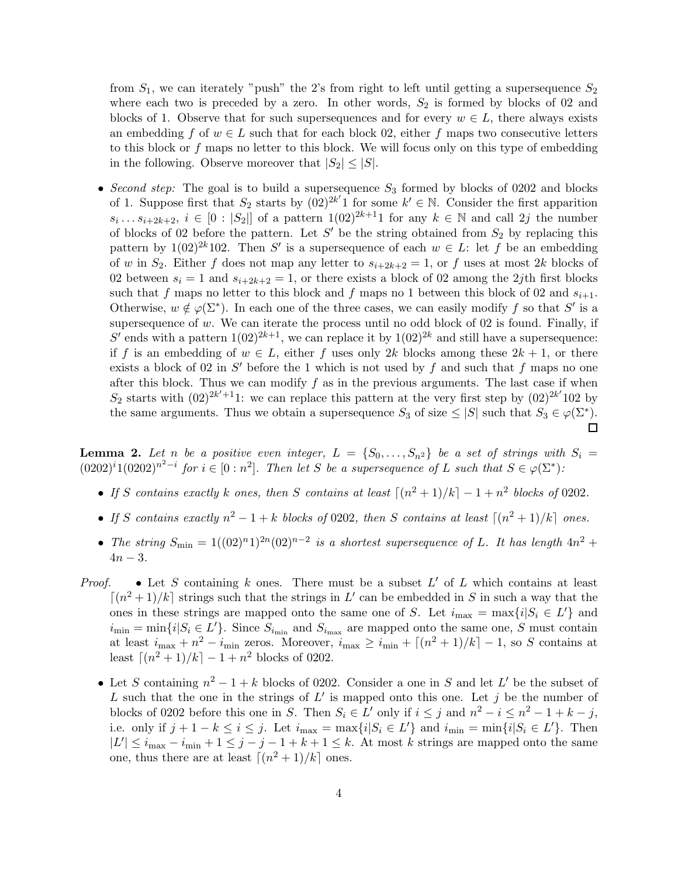from $S_1$, we can iteratively "push" the 2's from right to left until getting a supersequence $S_2$ where each two is preceded by a zero. In other words, $S_2$ is formed by blocks of 02 and blocks of 1. Observe that for such supersequences and for every $w \in L$, there always exists an embedding $f$ of $w \in L$ such that for each block 02, either $f$ maps two consecutive letters to this block or $f$ maps no letter to this block. We will focus only on this type of embedding in the following. Observe moreover that $|S_2| \leq |S|$.

- *Second step:* The goal is to build a supersequence $S_3$ formed by blocks of 0202 and blocks of 1. Suppose first that $S_2$ starts by $(02)^{2k'}1$ for some $k' \in \mathbb{N}$. Consider the first apparition $s_i \dots s_{i+2k+2}$, $i \in [0 : |S_2|]$ of a pattern $1(02)^{2k+1}1$ for any $k \in \mathbb{N}$ and call $2j$ the number of blocks of 02 before the pattern. Let $S'$ be the string obtained from $S_2$ by replacing this pattern by $1(02)^{2k}102$. Then $S'$ is a supersequence of each $w \in L$: let $f$ be an embedding of $w$ in $S_2$. Either $f$ does not map any letter to $s_{i+2k+2} = 1$, or $f$ uses at most $2k$ blocks of 02 between $s_i = 1$ and $s_{i+2k+2} = 1$, or there exists a block of 02 among the $2j$th first blocks such that $f$ maps no letter to this block and $f$ maps no 1 between this block of 02 and $s_{i+1}$. Otherwise, $w \notin \varphi(\Sigma^*)$. In each one of the three cases, we can easily modify $f$ so that $S'$ is a supersequence of $w$. We can iterate the process until no odd block of 02 is found. Finally, if $S'$ ends with a pattern $1(02)^{2k+1}$, we can replace it by $1(02)^{2k}$ and still have a supersequence: if $f$ is an embedding of $w \in L$, either $f$ uses only $2k$ blocks among these $2k+1$, or there exists a block of 02 in $S'$ before the 1 which is not used by $f$ and such that $f$ maps no one after this block. Thus we can modify $f$ as in the previous arguments. The last case if when $S_2$ starts with $(02)^{2k'+1}1$: we can replace this pattern at the very first step by $(02)^{2k'}102$ by the same arguments. Thus we obtain a supersequence $S_3$ of size $\leq |S|$ such that $S_3 \in \varphi(\Sigma^*)$. $\square$

**Lemma 2.** *Let $n$ be a positive even integer, $L = \{S_0, \dots, S_{n^2}\}$ be a set of strings with $S_i = (0202)^i 1 (0202)^{n^2-i}$ for $i \in [0 : n^2]$. Then let $S$ be a supersequence of $L$ such that $S \in \varphi(\Sigma^*)$:*

- *If $S$ contains exactly $k$ ones, then $S$ contains at least $\lceil (n^2+1)/k \rceil - 1 + n^2$ blocks of* 0202.
- *If $S$ contains exactly $n^2 - 1 + k$ blocks of* 0202*, then $S$ contains at least $\lceil (n^2+1)/k \rceil$ ones.*
- *The string $S_{\min} = 1((02)^n 1)^{2n}(02)^{n-2}$ is a shortest supersequence of $L$. It has length $4n^2 + 4n - 3$.*

*Proof.*

- Let $S$ containing $k$ ones. There must be a subset $L'$ of $L$ which contains at least $\lceil (n^2+1)/k \rceil$ strings such that the strings in $L'$ can be embedded in $S$ in such a way that the ones in these strings are mapped onto the same one of $S$. Let $i_{\max} = \max\{i | S_i \in L'\}$ and $i_{\min} = \min\{i | S_i \in L'\}$. Since $S_{i_{\min}}$ and $S_{i_{\max}}$ are mapped onto the same one, $S$ must contain at least $i_{\max} + n^2 - i_{\min}$ zeros. Moreover, $i_{\max} \geq i_{\min} + \lceil (n^2+1)/k \rceil - 1$, so $S$ contains at least $\lceil (n^2+1)/k \rceil - 1 + n^2$ blocks of 0202.
- Let $S$ containing $n^2 - 1 + k$ blocks of 0202. Consider a one in $S$ and let $L'$ be the subset of $L$ such that the one in the strings of $L'$ is mapped onto this one. Let $j$ be the number of blocks of 0202 before this one in $S$. Then $S_i \in L'$ only if $i \leq j$ and $n^2 - i \leq n^2 - 1 + k - j$, i.e. only if $j + 1 - k \leq i \leq j$. Let $i_{\max} = \max\{i | S_i \in L'\}$ and $i_{\min} = \min\{i | S_i \in L'\}$. Then $|L'| \leq i_{\max} - i_{\min} + 1 \leq j - j - 1 + k + 1 \leq k$. At most $k$ strings are mapped onto the same one, thus there are at least $\lceil (n^2+1)/k \rceil$ ones.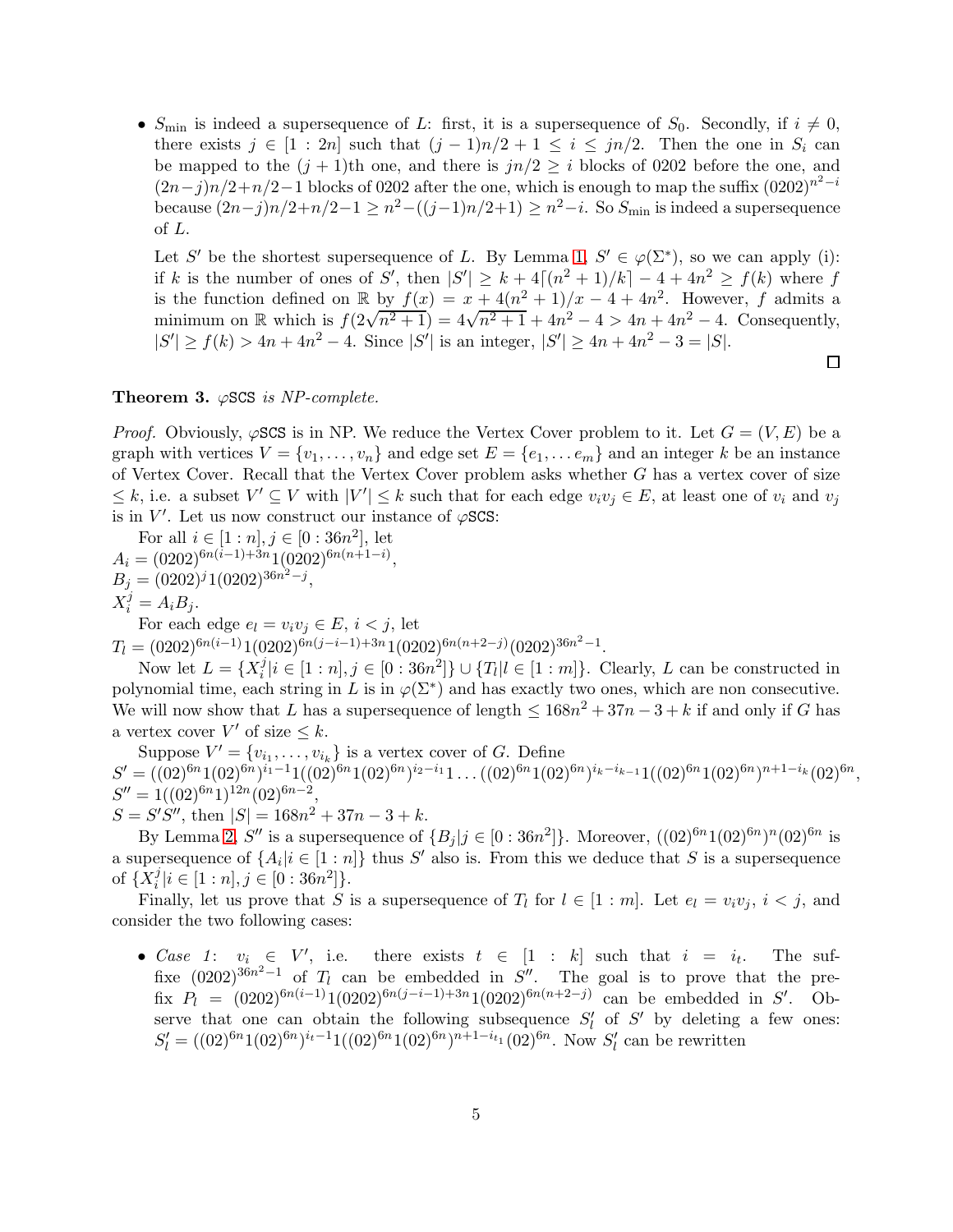- $S_{\min}$ is indeed a supersequence of $L$: first, it is a supersequence of $S_0$. Secondly, if $i \neq 0$, there exists $j \in [1 : 2n]$ such that $(j-1)n/2 + 1 \leq i \leq jn/2$. Then the one in $S_i$ can be mapped to the $(j+1)$th one, and there is $jn/2 \geq i$ blocks of 0202 before the one, and $(2n-j)n/2 + n/2 - 1$ blocks of 0202 after the one, which is enough to map the suffix $(0202)^{n^2-i}$ because $(2n-j)n/2+n/2-1 \geq n^2-((j-1)n/2+1) \geq n^2-i$. So $S_{\min}$ is indeed a supersequence of $L$.

  Let $S'$ be the shortest supersequence of $L$. By Lemma 1, $S' \in \varphi(\Sigma^*)$, so we can apply (i): if $k$ is the number of ones of $S'$, then $|S'| \geq k + 4\lceil (n^2+1)/k \rceil - 4 + 4n^2 \geq f(k)$ where $f$ is the function defined on $\mathbb{R}$ by $f(x) = x + 4(n^2+1)/x - 4 + 4n^2$. However, $f$ admits a minimum on $\mathbb{R}$ which is $f(2\sqrt{n^2+1}) = 4\sqrt{n^2+1} + 4n^2 - 4 > 4n + 4n^2 - 4$. Consequently, $|S'| \geq f(k) > 4n + 4n^2 - 4$. Since $|S'|$ is an integer, $|S'| \geq 4n + 4n^2 - 3 = |S|$.

$\square$

**Theorem 3.** *$\varphi$SCS is NP-complete.*

*Proof.* Obviously, $\varphi$SCS is in NP. We reduce the Vertex Cover problem to it. Let $G = (V, E)$ be a graph with vertices $V = \{v_1, \ldots, v_n\}$ and edge set $E = \{e_1, \ldots e_m\}$ and an integer $k$ be an instance of Vertex Cover. Recall that the Vertex Cover problem asks whether $G$ has a vertex cover of size $\leq k$, i.e. a subset $V' \subseteq V$ with $|V'| \leq k$ such that for each edge $v_iv_j \in E$, at least one of $v_i$ and $v_j$ is in $V'$. Let us now construct our instance of $\varphi$SCS:

For all $i \in [1 : n], j \in [0 : 36n^2]$, let
$A_i = (0202)^{6n(i-1)+3n}1(0202)^{6n(n+1-i)}$,
$B_j = (0202)^j1(0202)^{36n^2-j}$,
$X_i^j = A_iB_j$.

For each edge $e_l = v_iv_j \in E$, $i < j$, let
$T_l = (0202)^{6n(i-1)}1(0202)^{6n(j-i-1)+3n}1(0202)^{6n(n+2-j)}(0202)^{36n^2-1}$.

Now let $L = \{X_i^j | i \in [1 : n], j \in [0 : 36n^2]\} \cup \{T_l | l \in [1 : m]\}$. Clearly, $L$ can be constructed in polynomial time, each string in $L$ is in $\varphi(\Sigma^*)$ and has exactly two ones, which are non consecutive. We will now show that $L$ has a supersequence of length $\leq 168n^2 + 37n - 3 + k$ if and only if $G$ has a vertex cover $V'$ of size $\leq k$.

Suppose $V' = \{v_{i_1}, \ldots, v_{i_k}\}$ is a vertex cover of $G$. Define
$S' = ((02)^{6n}1(02)^{6n})^{i_1-1}1((02)^{6n}1(02)^{6n})^{i_2-i_1}1 \ldots ((02)^{6n}1(02)^{6n})^{i_k-i_{k-1}}1((02)^{6n}1(02)^{6n})^{n+1-i_k}(02)^{6n}$,
$S'' = 1((02)^{6n}1)^{12n}(02)^{6n-2}$,
$S = S'S''$, then $|S| = 168n^2 + 37n - 3 + k$.

By Lemma 2, $S''$ is a supersequence of $\{B_j | j \in [0 : 36n^2]\}$. Moreover, $((02)^{6n}1(02)^{6n})^n(02)^{6n}$ is a supersequence of $\{A_i | i \in [1 : n]\}$ thus $S'$ also is. From this we deduce that $S$ is a supersequence of $\{X_i^j | i \in [1 : n], j \in [0 : 36n^2]\}$.

Finally, let us prove that $S$ is a supersequence of $T_l$ for $l \in [1 : m]$. Let $e_l = v_iv_j$, $i < j$, and consider the two following cases:

- *Case 1*: $v_i \in V'$, i.e. there exists $t \in [1 : k]$ such that $i = i_t$. The suffixe $(0202)^{36n^2-1}$ of $T_l$ can be embedded in $S''$. The goal is to prove that the prefix $P_l = (0202)^{6n(i-1)}1(0202)^{6n(j-i-1)+3n}1(0202)^{6n(n+2-j)}$ can be embedded in $S'$. Observe that one can obtain the following subsequence $S'_l$ of $S'$ by deleting a few ones: $S'_l = ((02)^{6n}1(02)^{6n})^{i_t-1}1((02)^{6n}1(02)^{6n})^{n+1-i_{t_1}}(02)^{6n}$. Now $S'_l$ can be rewritten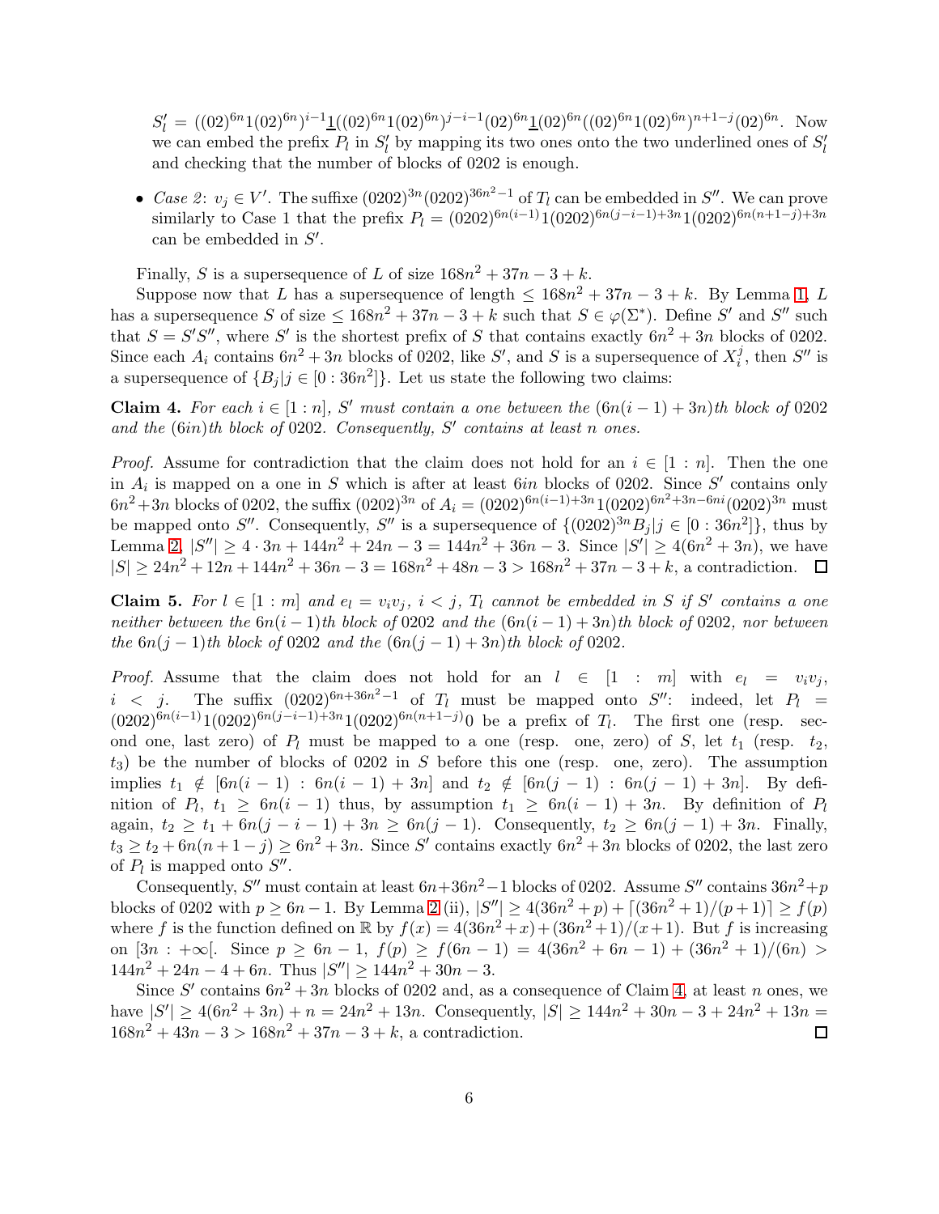$S'_l = ((02)^{6n}1(02)^{6n})^{i-1}\underline{1}((02)^{6n}1(02)^{6n})^{j-i-1}(02)^{6n}\underline{1}(02)^{6n}((02)^{6n}1(02)^{6n})^{n+1-j}(02)^{6n}$. Now we can embed the prefix $P_l$ in $S'_l$ by mapping its two ones onto the two underlined ones of $S'_l$ and checking that the number of blocks of 0202 is enough.

- *Case 2*: $v_j \in V'$. The suffixe $(0202)^{3n}(0202)^{36n^2-1}$ of $T_l$ can be embedded in $S''$. We can prove similarly to Case 1 that the prefix $P_l = (0202)^{6n(i-1)}1(0202)^{6n(j-i-1)+3n}1(0202)^{6n(n+1-j)+3n}$ can be embedded in $S'$.

Finally, $S$ is a supersequence of $L$ of size $168n^2 + 37n - 3 + k$.

Suppose now that $L$ has a supersequence of length $\leq 168n^2 + 37n - 3 + k$. By Lemma 1, $L$ has a supersequence $S$ of size $\leq 168n^2 + 37n - 3 + k$ such that $S \in \varphi(\Sigma^*)$. Define $S'$ and $S''$ such that $S = S'S''$, where $S'$ is the shortest prefix of $S$ that contains exactly $6n^2 + 3n$ blocks of 0202. Since each $A_i$ contains $6n^2 + 3n$ blocks of 0202, like $S'$, and $S$ is a supersequence of $X_i^j$, then $S''$ is a supersequence of $\{B_j | j \in [0 : 36n^2]\}$. Let us state the following two claims:

**Claim 4.** *For each $i \in [1 : n]$, $S'$ must contain a one between the $(6n(i-1) + 3n)$th block of 0202 and the $(6in)$th block of 0202. Consequently, $S'$ contains at least $n$ ones.*

*Proof.* Assume for contradiction that the claim does not hold for an $i \in [1 : n]$. Then the one in $A_i$ is mapped on a one in $S$ which is after at least $6in$ blocks of 0202. Since $S'$ contains only $6n^2+3n$ blocks of 0202, the suffix $(0202)^{3n}$ of $A_i = (0202)^{6n(i-1)+3n}1(0202)^{6n^2+3n-6ni}(0202)^{3n}$ must be mapped onto $S''$. Consequently, $S''$ is a supersequence of $\{(0202)^{3n}B_j | j \in [0 : 36n^2]\}$, thus by Lemma 2, $|S''| \geq 4 \cdot 3n + 144n^2 + 24n - 3 = 144n^2 + 36n - 3$. Since $|S'| \geq 4(6n^2 + 3n)$, we have $|S| \geq 24n^2 + 12n + 144n^2 + 36n - 3 = 168n^2 + 48n - 3 > 168n^2 + 37n - 3 + k$, a contradiction. ☐

**Claim 5.** *For $l \in [1 : m]$ and $e_l = v_iv_j$, $i < j$, $T_l$ cannot be embedded in $S$ if $S'$ contains a one neither between the $6n(i-1)$th block of 0202 and the $(6n(i-1) + 3n)$th block of 0202, nor between the $6n(j-1)$th block of 0202 and the $(6n(j-1) + 3n)$th block of 0202.*

*Proof.* Assume that the claim does not hold for an $l \in [1 : m]$ with $e_l = v_iv_j$, $i < j$. The suffix $(0202)^{6n+36n^2-1}$ of $T_l$ must be mapped onto $S''$: indeed, let $P_l = (0202)^{6n(i-1)}1(0202)^{6n(j-i-1)+3n}1(0202)^{6n(n+1-j)}0$ be a prefix of $T_l$. The first one (resp. second one, last zero) of $P_l$ must be mapped to a one (resp. one, zero) of $S$, let $t_1$ (resp. $t_2$, $t_3$) be the number of blocks of 0202 in $S$ before this one (resp. one, zero). The assumption implies $t_1 \notin [6n(i-1) : 6n(i-1) + 3n]$ and $t_2 \notin [6n(j-1) : 6n(j-1) + 3n]$. By definition of $P_l$, $t_1 \geq 6n(i-1)$ thus, by assumption $t_1 \geq 6n(i-1) + 3n$. By definition of $P_l$ again, $t_2 \geq t_1 + 6n(j-i-1) + 3n \geq 6n(j-1)$. Consequently, $t_2 \geq 6n(j-1) + 3n$. Finally, $t_3 \geq t_2 + 6n(n+1-j) \geq 6n^2 + 3n$. Since $S'$ contains exactly $6n^2 + 3n$ blocks of 0202, the last zero of $P_l$ is mapped onto $S''$.

Consequently, $S''$ must contain at least $6n+36n^2-1$ blocks of 0202. Assume $S''$ contains $36n^2+p$ blocks of 0202 with $p \geq 6n-1$. By Lemma 2 (ii), $|S''| \geq 4(36n^2+p) + \lceil (36n^2+1)/(p+1) \rceil \geq f(p)$ where $f$ is the function defined on $\mathbb{R}$ by $f(x) = 4(36n^2+x) + (36n^2+1)/(x+1)$. But $f$ is increasing on $[3n : +\infty[$. Since $p \geq 6n-1$, $f(p) \geq f(6n-1) = 4(36n^2+6n-1) + (36n^2+1)/(6n) > 144n^2 + 24n - 4 + 6n$. Thus $|S''| \geq 144n^2 + 30n - 3$.

Since $S'$ contains $6n^2 + 3n$ blocks of 0202 and, as a consequence of Claim 4, at least $n$ ones, we have $|S'| \geq 4(6n^2 + 3n) + n = 24n^2 + 13n$. Consequently, $|S| \geq 144n^2 + 30n - 3 + 24n^2 + 13n = 168n^2 + 43n - 3 > 168n^2 + 37n - 3 + k$, a contradiction. ☐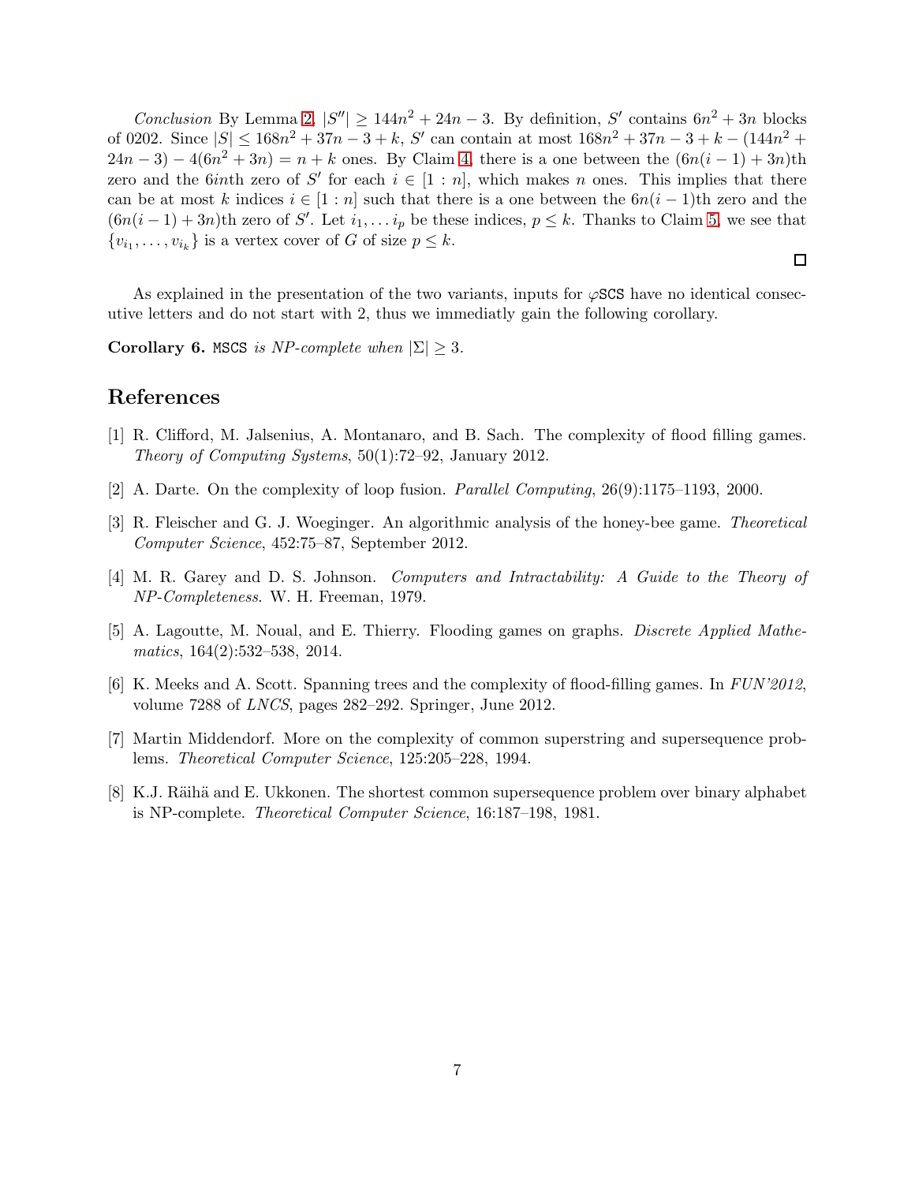*Conclusion* By Lemma 2, $|S''| \geq 144n^2 + 24n - 3$. By definition, $S'$ contains $6n^2 + 3n$ blocks of 0202. Since $|S| \leq 168n^2 + 37n - 3 + k$, $S'$ can contain at most $168n^2 + 37n - 3 + k - (144n^2 + 24n - 3) - 4(6n^2 + 3n) = n + k$ ones. By Claim 4, there is a one between the $(6n(i-1) + 3n)$th zero and the $6in$th zero of $S'$ for each $i \in [1:n]$, which makes $n$ ones. This implies that there can be at most $k$ indices $i \in [1:n]$ such that there is a one between the $6n(i-1)$th zero and the $(6n(i-1) + 3n)$th zero of $S'$. Let $i_1, \dots i_p$ be these indices, $p \leq k$. Thanks to Claim 5, we see that $\{v_{i_1}, \dots, v_{i_k}\}$ is a vertex cover of $G$ of size $p \leq k$.

□

As explained in the presentation of the two variants, inputs for $\varphi$SCS have no identical consecutive letters and do not start with 2, thus we immediatly gain the following corollary.

**Corollary 6.** MSCS *is NP-complete when* $|\Sigma| \geq 3$.

# References

[1] R. Clifford, M. Jalsenius, A. Montanaro, and B. Sach. The complexity of flood filling games. *Theory of Computing Systems*, 50(1):72–92, January 2012.

[2] A. Darte. On the complexity of loop fusion. *Parallel Computing*, 26(9):1175–1193, 2000.

[3] R. Fleischer and G. J. Woeginger. An algorithmic analysis of the honey-bee game. *Theoretical Computer Science*, 452:75–87, September 2012.

[4] M. R. Garey and D. S. Johnson. *Computers and Intractability: A Guide to the Theory of NP-Completeness*. W. H. Freeman, 1979.

[5] A. Lagoutte, M. Noual, and E. Thierry. Flooding games on graphs. *Discrete Applied Mathematics*, 164(2):532–538, 2014.

[6] K. Meeks and A. Scott. Spanning trees and the complexity of flood-filling games. In *FUN'2012*, volume 7288 of *LNCS*, pages 282–292. Springer, June 2012.

[7] Martin Middendorf. More on the complexity of common superstring and supersequence problems. *Theoretical Computer Science*, 125:205–228, 1994.

[8] K.J. Räihä and E. Ukkonen. The shortest common supersequence problem over binary alphabet is NP-complete. *Theoretical Computer Science*, 16:187–198, 1981.